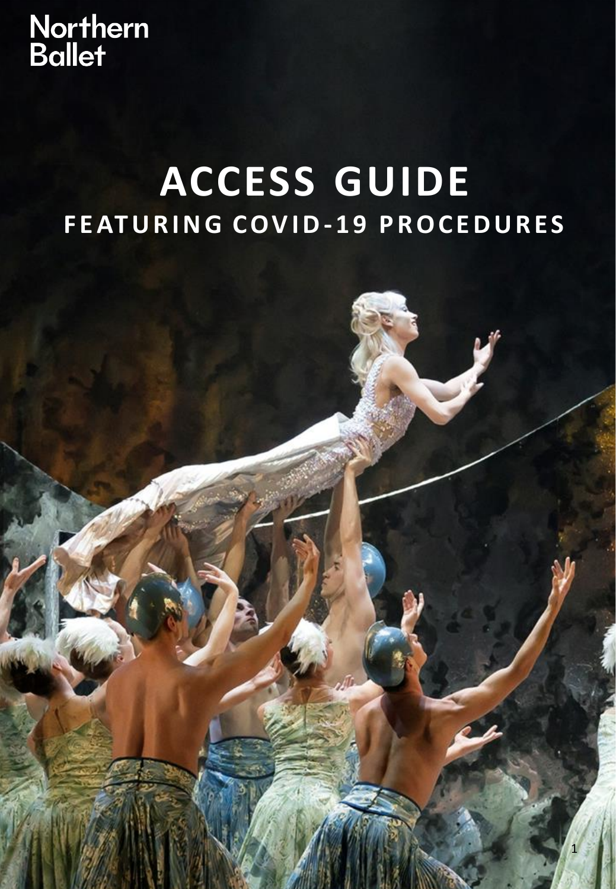Northern Ballet

# ACCESS GUIDE

## FEATURING COVID-19 PROCEDURES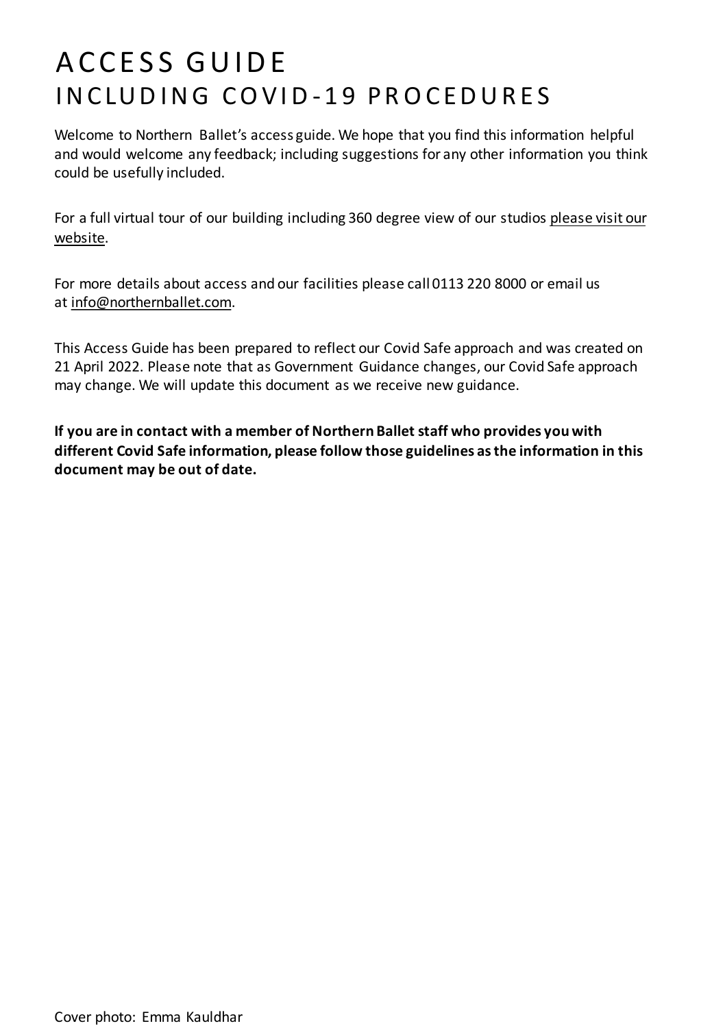# ACCESS GUIDE
## INCLUDING COVID-19 PROCEDURES

Welcome to Northern Ballet's access guide. We hope that you find this information helpful and would welcome any feedback; including suggestions for any other information you think could be usefully included.

For a full virtual tour of our building including 360 degree view of our studios please visit our website.

For more details about access and our facilities please call 0113 220 8000 or email us at info@northernballet.com.

This Access Guide has been prepared to reflect our Covid Safe approach and was created on 21 April 2022. Please note that as Government Guidance changes, our Covid Safe approach may change. We will update this document as we receive new guidance.

**If you are in contact with a member of Northern Ballet staff who provides you with different Covid Safe information, please follow those guidelines as the information in this document may be out of date.**

Cover photo: Emma Kauldhar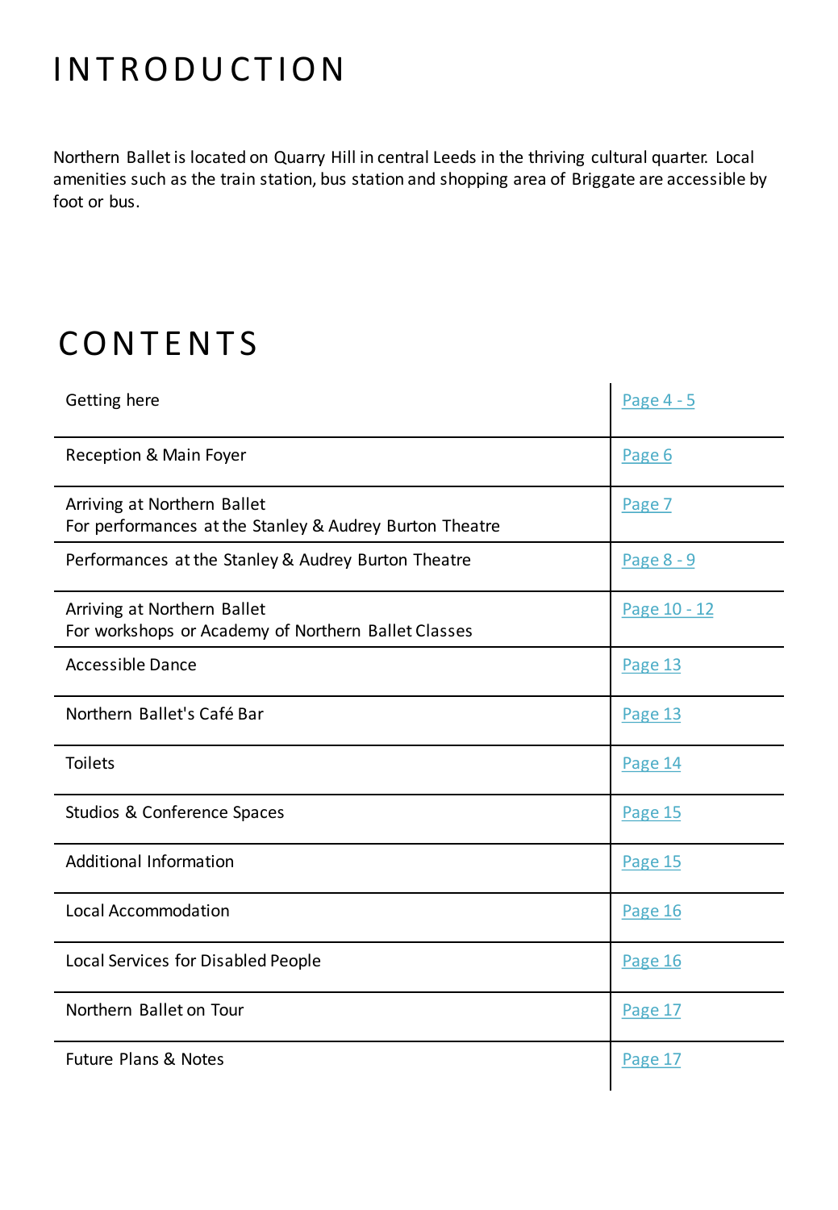# INTRODUCTION

Northern Ballet is located on Quarry Hill in central Leeds in the thriving cultural quarter. Local amenities such as the train station, bus station and shopping area of Briggate are accessible by foot or bus.

# CONTENTS

| | |
|---|---|
| Getting here | Page 4 - 5 |
| Reception & Main Foyer | Page 6 |
| Arriving at Northern Ballet<br>For performances at the Stanley & Audrey Burton Theatre | Page 7 |
| Performances at the Stanley & Audrey Burton Theatre | Page 8 - 9 |
| Arriving at Northern Ballet<br>For workshops or Academy of Northern Ballet Classes | Page 10 - 12 |
| Accessible Dance | Page 13 |
| Northern Ballet's Café Bar | Page 13 |
| Toilets | Page 14 |
| Studios & Conference Spaces | Page 15 |
| Additional Information | Page 15 |
| Local Accommodation | Page 16 |
| Local Services for Disabled People | Page 16 |
| Northern Ballet on Tour | Page 17 |
| Future Plans & Notes | Page 17 |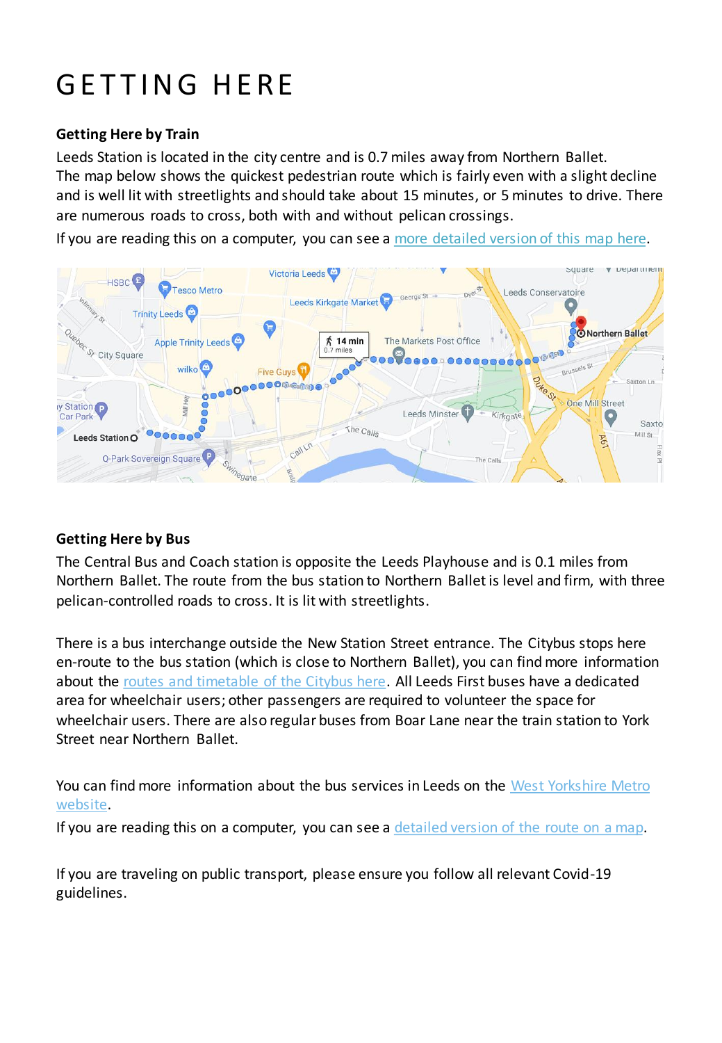# GETTING HERE

### Getting Here by Train

Leeds Station is located in the city centre and is 0.7 miles away from Northern Ballet. The map below shows the quickest pedestrian route which is fairly even with a slight decline and is well lit with streetlights and should take about 15 minutes, or 5 minutes to drive. There are numerous roads to cross, both with and without pelican crossings.

If you are reading this on a computer, you can see a more detailed version of this map here.

### Getting Here by Bus

The Central Bus and Coach station is opposite the Leeds Playhouse and is 0.1 miles from Northern Ballet. The route from the bus station to Northern Ballet is level and firm, with three pelican-controlled roads to cross. It is lit with streetlights.

There is a bus interchange outside the New Station Street entrance. The Citybus stops here en-route to the bus station (which is close to Northern Ballet), you can find more information about the routes and timetable of the Citybus here. All Leeds First buses have a dedicated area for wheelchair users; other passengers are required to volunteer the space for wheelchair users. There are also regular buses from Boar Lane near the train station to York Street near Northern Ballet.

You can find more information about the bus services in Leeds on the West Yorkshire Metro website.

If you are reading this on a computer, you can see a detailed version of the route on a map.

If you are traveling on public transport, please ensure you follow all relevant Covid-19 guidelines.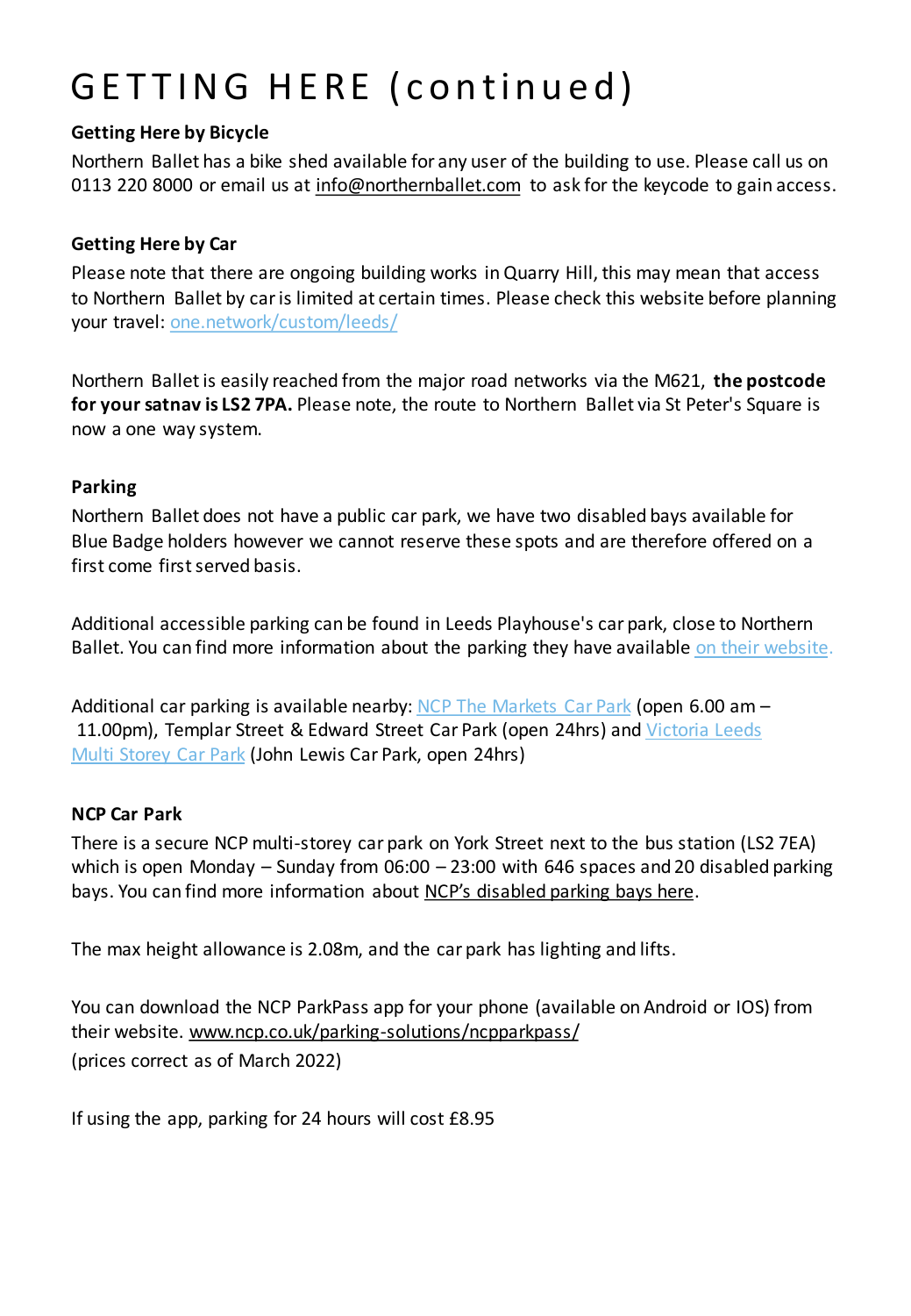# GETTING HERE (continued)

**Getting Here by Bicycle**

Northern Ballet has a bike shed available for any user of the building to use. Please call us on 0113 220 8000 or email us at info@northernballet.com to ask for the keycode to gain access.

**Getting Here by Car**

Please note that there are ongoing building works in Quarry Hill, this may mean that access to Northern Ballet by car is limited at certain times. Please check this website before planning your travel: one.network/custom/leeds/

Northern Ballet is easily reached from the major road networks via the M621, **the postcode for your satnav is LS2 7PA.** Please note, the route to Northern Ballet via St Peter's Square is now a one way system.

**Parking**

Northern Ballet does not have a public car park, we have two disabled bays available for Blue Badge holders however we cannot reserve these spots and are therefore offered on a first come first served basis.

Additional accessible parking can be found in Leeds Playhouse's car park, close to Northern Ballet. You can find more information about the parking they have available on their website.

Additional car parking is available nearby: NCP The Markets Car Park (open 6.00 am – 11.00pm), Templar Street & Edward Street Car Park (open 24hrs) and Victoria Leeds Multi Storey Car Park (John Lewis Car Park, open 24hrs)

**NCP Car Park**

There is a secure NCP multi-storey car park on York Street next to the bus station (LS2 7EA) which is open Monday – Sunday from 06:00 – 23:00 with 646 spaces and 20 disabled parking bays. You can find more information about NCP's disabled parking bays here.

The max height allowance is 2.08m, and the car park has lighting and lifts.

You can download the NCP ParkPass app for your phone (available on Android or IOS) from their website. www.ncp.co.uk/parking-solutions/ncpparkpass/
(prices correct as of March 2022)

If using the app, parking for 24 hours will cost £8.95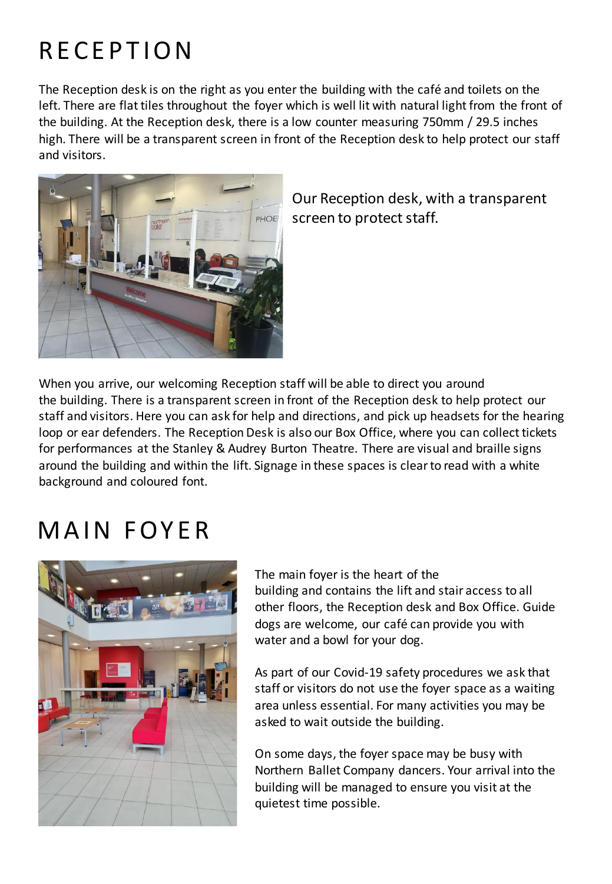# RECEPTION

The Reception desk is on the right as you enter the building with the café and toilets on the left. There are flat tiles throughout the foyer which is well lit with natural light from the front of the building. At the Reception desk, there is a low counter measuring 750mm / 29.5 inches high. There will be a transparent screen in front of the Reception desk to help protect our staff and visitors.

Our Reception desk, with a transparent screen to protect staff.

When you arrive, our welcoming Reception staff will be able to direct you around the building. There is a transparent screen in front of the Reception desk to help protect our staff and visitors. Here you can ask for help and directions, and pick up headsets for the hearing loop or ear defenders. The Reception Desk is also our Box Office, where you can collect tickets for performances at the Stanley & Audrey Burton Theatre. There are visual and braille signs around the building and within the lift. Signage in these spaces is clear to read with a white background and coloured font.

# MAIN FOYER

The main foyer is the heart of the building and contains the lift and stair access to all other floors, the Reception desk and Box Office. Guide dogs are welcome, our café can provide you with water and a bowl for your dog.

As part of our Covid-19 safety procedures we ask that staff or visitors do not use the foyer space as a waiting area unless essential. For many activities you may be asked to wait outside the building.

On some days, the foyer space may be busy with Northern Ballet Company dancers. Your arrival into the building will be managed to ensure you visit at the quietest time possible.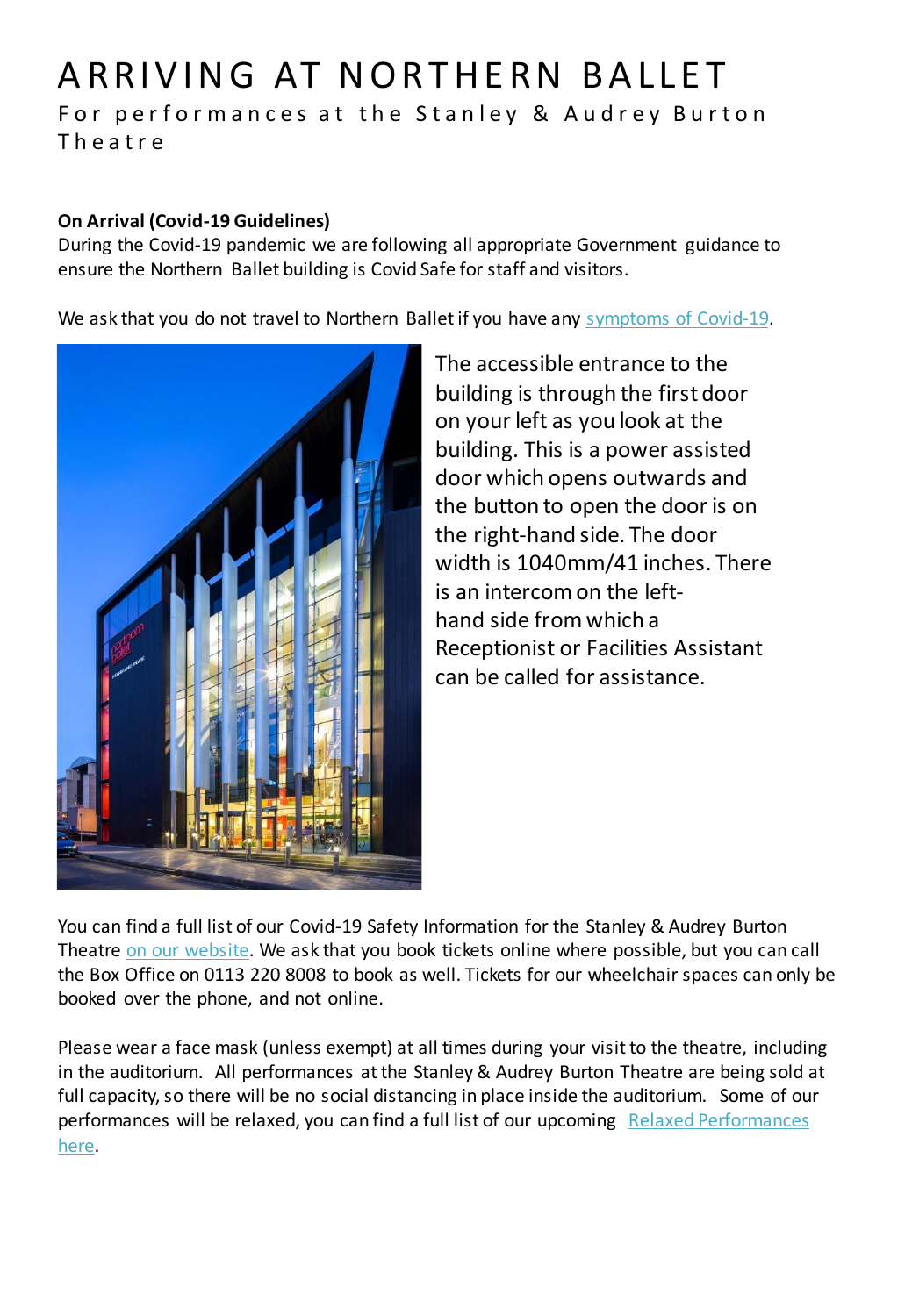# ARRIVING AT NORTHERN BALLET

## For performances at the Stanley & Audrey Burton Theatre

**On Arrival (Covid-19 Guidelines)**

During the Covid-19 pandemic we are following all appropriate Government guidance to ensure the Northern Ballet building is Covid Safe for staff and visitors.

We ask that you do not travel to Northern Ballet if you have any symptoms of Covid-19.

The accessible entrance to the building is through the first door on your left as you look at the building. This is a power assisted door which opens outwards and the button to open the door is on the right-hand side. The door width is 1040mm/41 inches. There is an intercom on the left-hand side from which a Receptionist or Facilities Assistant can be called for assistance.

You can find a full list of our Covid-19 Safety Information for the Stanley & Audrey Burton Theatre on our website. We ask that you book tickets online where possible, but you can call the Box Office on 0113 220 8008 to book as well. Tickets for our wheelchair spaces can only be booked over the phone, and not online.

Please wear a face mask (unless exempt) at all times during your visit to the theatre, including in the auditorium. All performances at the Stanley & Audrey Burton Theatre are being sold at full capacity, so there will be no social distancing in place inside the auditorium. Some of our performances will be relaxed, you can find a full list of our upcoming Relaxed Performances here.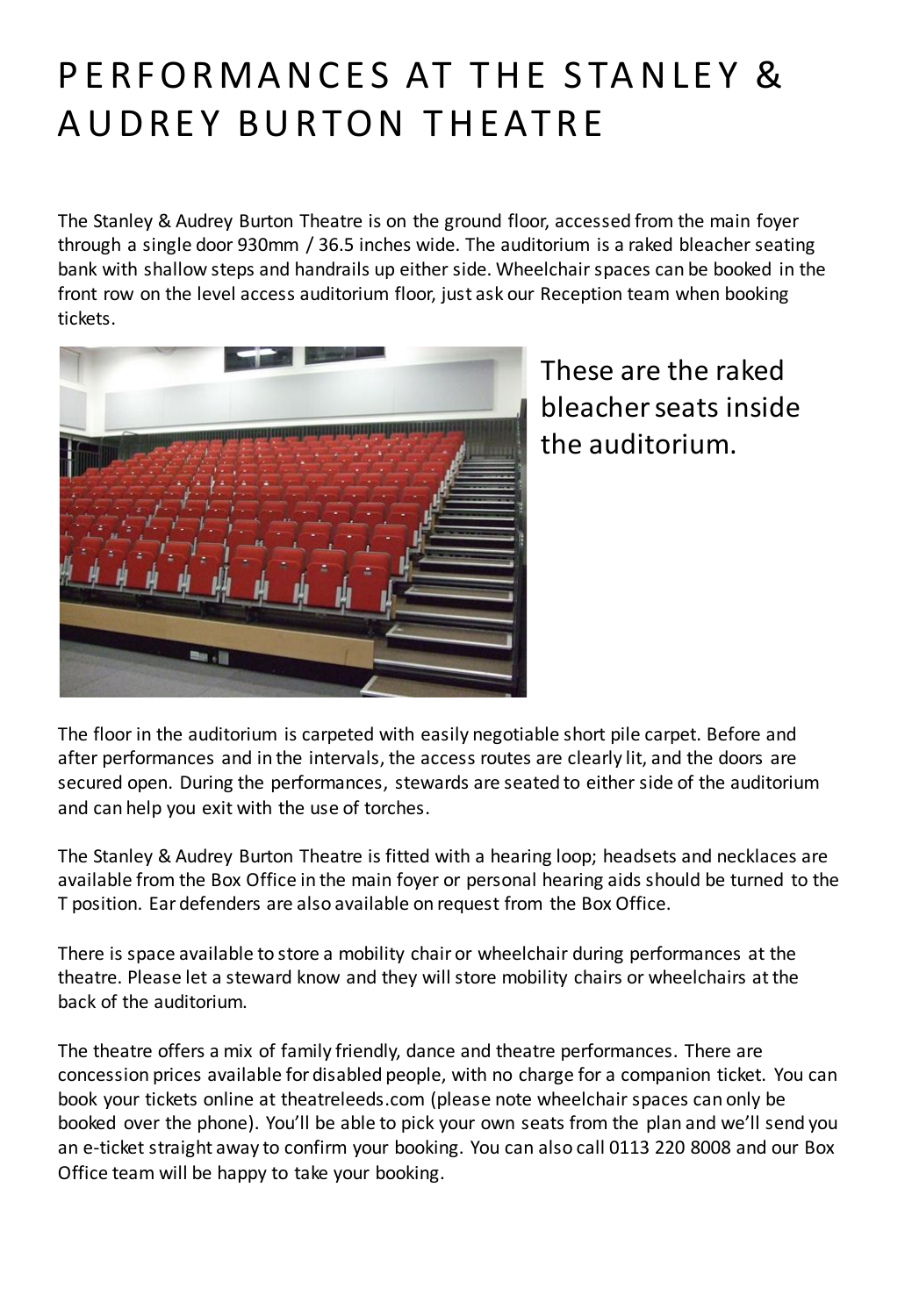# PERFORMANCES AT THE STANLEY & AUDREY BURTON THEATRE

The Stanley & Audrey Burton Theatre is on the ground floor, accessed from the main foyer through a single door 930mm / 36.5 inches wide. The auditorium is a raked bleacher seating bank with shallow steps and handrails up either side. Wheelchair spaces can be booked in the front row on the level access auditorium floor, just ask our Reception team when booking tickets.

These are the raked bleacher seats inside the auditorium.

The floor in the auditorium is carpeted with easily negotiable short pile carpet. Before and after performances and in the intervals, the access routes are clearly lit, and the doors are secured open. During the performances, stewards are seated to either side of the auditorium and can help you exit with the use of torches.

The Stanley & Audrey Burton Theatre is fitted with a hearing loop; headsets and necklaces are available from the Box Office in the main foyer or personal hearing aids should be turned to the T position. Ear defenders are also available on request from the Box Office.

There is space available to store a mobility chair or wheelchair during performances at the theatre. Please let a steward know and they will store mobility chairs or wheelchairs at the back of the auditorium.

The theatre offers a mix of family friendly, dance and theatre performances. There are concession prices available for disabled people, with no charge for a companion ticket. You can book your tickets online at theatreleeds.com (please note wheelchair spaces can only be booked over the phone). You'll be able to pick your own seats from the plan and we'll send you an e-ticket straight away to confirm your booking. You can also call 0113 220 8008 and our Box Office team will be happy to take your booking.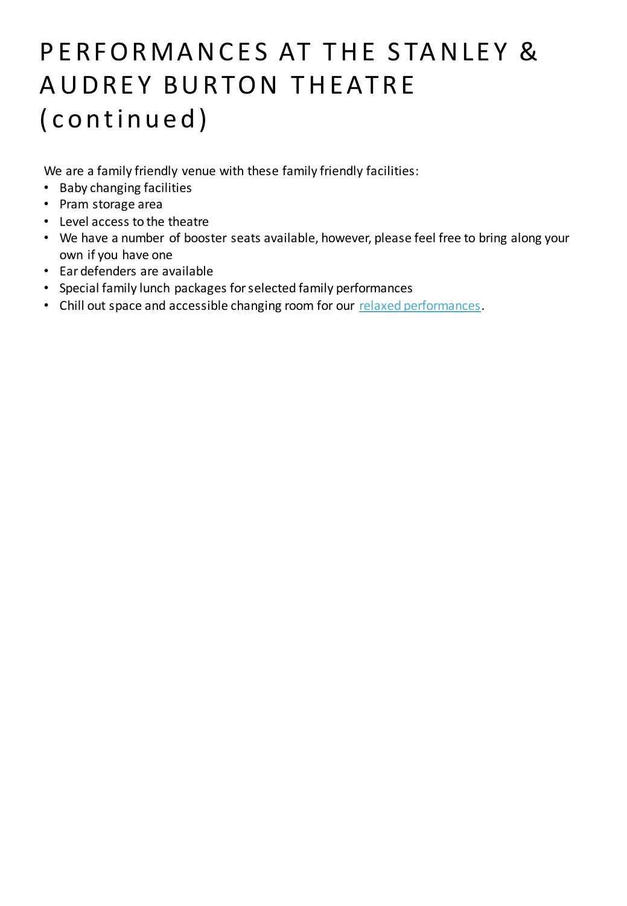# PERFORMANCES AT THE STANLEY & AUDREY BURTON THEATRE (continued)

We are a family friendly venue with these family friendly facilities:

- Baby changing facilities
- Pram storage area
- Level access to the theatre
- We have a number of booster seats available, however, please feel free to bring along your own if you have one
- Ear defenders are available
- Special family lunch packages for selected family performances
- Chill out space and accessible changing room for our relaxed performances.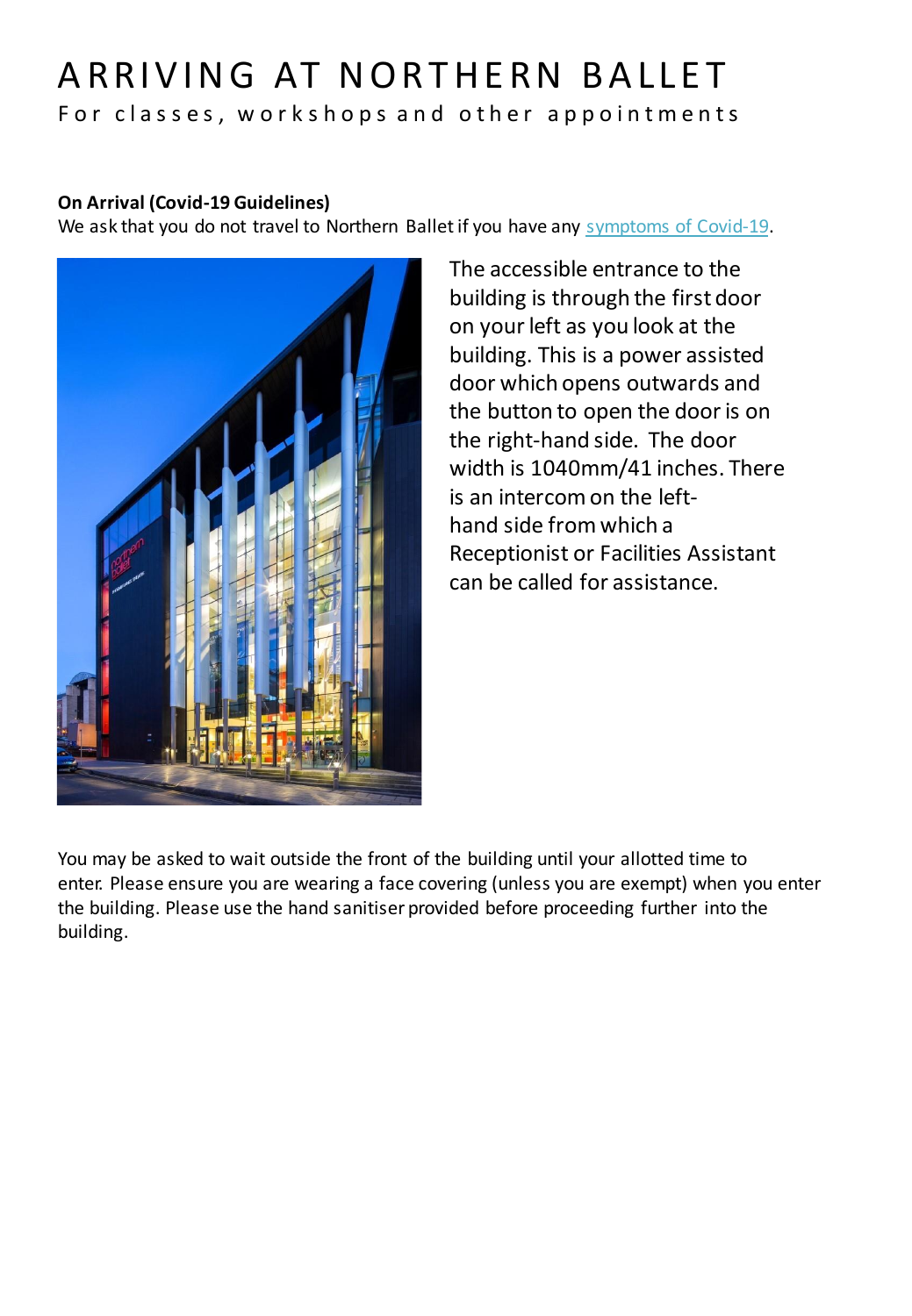# ARRIVING AT NORTHERN BALLET

For classes, workshops and other appointments

**On Arrival (Covid-19 Guidelines)**

We ask that you do not travel to Northern Ballet if you have any symptoms of Covid-19.

The accessible entrance to the building is through the first door on your left as you look at the building. This is a power assisted door which opens outwards and the button to open the door is on the right-hand side. The door width is 1040mm/41 inches. There is an intercom on the left-hand side from which a Receptionist or Facilities Assistant can be called for assistance.

You may be asked to wait outside the front of the building until your allotted time to enter. Please ensure you are wearing a face covering (unless you are exempt) when you enter the building. Please use the hand sanitiser provided before proceeding further into the building.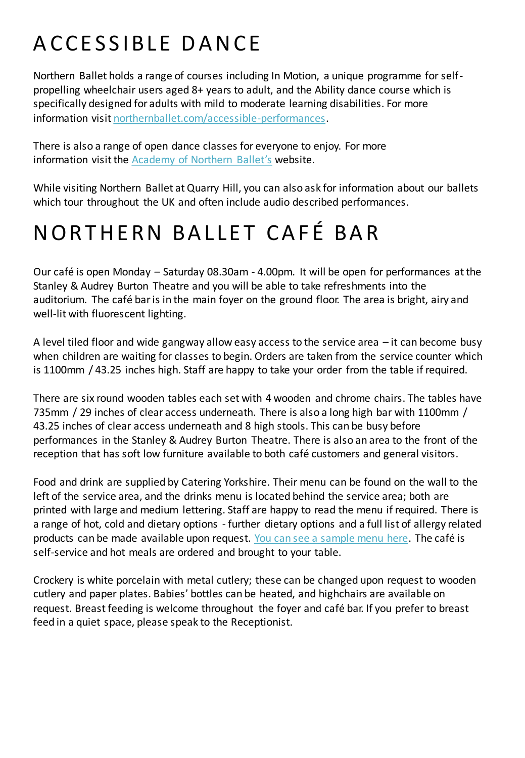# ACCESSIBLE DANCE

Northern Ballet holds a range of courses including In Motion, a unique programme for self-propelling wheelchair users aged 8+ years to adult, and the Ability dance course which is specifically designed for adults with mild to moderate learning disabilities. For more information visit [northernballet.com/accessible-performances](northernballet.com/accessible-performances).

There is also a range of open dance classes for everyone to enjoy. For more information visit the Academy of Northern Ballet's website.

While visiting Northern Ballet at Quarry Hill, you can also ask for information about our ballets which tour throughout the UK and often include audio described performances.

# NORTHERN BALLET CAFÉ BAR

Our café is open Monday – Saturday 08.30am - 4.00pm. It will be open for performances at the Stanley & Audrey Burton Theatre and you will be able to take refreshments into the auditorium. The café bar is in the main foyer on the ground floor. The area is bright, airy and well-lit with fluorescent lighting.

A level tiled floor and wide gangway allow easy access to the service area – it can become busy when children are waiting for classes to begin. Orders are taken from the service counter which is 1100mm / 43.25 inches high. Staff are happy to take your order from the table if required.

There are six round wooden tables each set with 4 wooden and chrome chairs. The tables have 735mm / 29 inches of clear access underneath. There is also a long high bar with 1100mm / 43.25 inches of clear access underneath and 8 high stools. This can be busy before performances in the Stanley & Audrey Burton Theatre. There is also an area to the front of the reception that has soft low furniture available to both café customers and general visitors.

Food and drink are supplied by Catering Yorkshire. Their menu can be found on the wall to the left of the service area, and the drinks menu is located behind the service area; both are printed with large and medium lettering. Staff are happy to read the menu if required. There is a range of hot, cold and dietary options - further dietary options and a full list of allergy related products can be made available upon request. You can see a sample menu here. The café is self-service and hot meals are ordered and brought to your table.

Crockery is white porcelain with metal cutlery; these can be changed upon request to wooden cutlery and paper plates. Babies' bottles can be heated, and highchairs are available on request. Breast feeding is welcome throughout the foyer and café bar. If you prefer to breast feed in a quiet space, please speak to the Receptionist.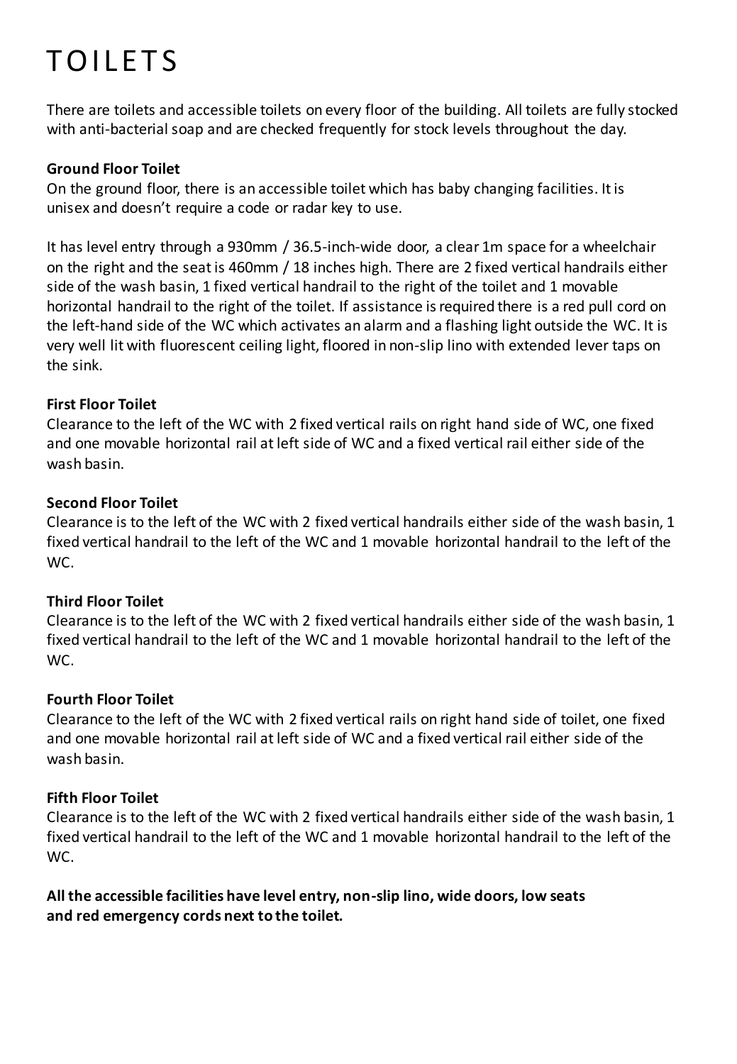# TOILETS

There are toilets and accessible toilets on every floor of the building. All toilets are fully stocked with anti-bacterial soap and are checked frequently for stock levels throughout the day.

**Ground Floor Toilet**
On the ground floor, there is an accessible toilet which has baby changing facilities. It is unisex and doesn't require a code or radar key to use.

It has level entry through a 930mm / 36.5-inch-wide door, a clear 1m space for a wheelchair on the right and the seat is 460mm / 18 inches high. There are 2 fixed vertical handrails either side of the wash basin, 1 fixed vertical handrail to the right of the toilet and 1 movable horizontal handrail to the right of the toilet. If assistance is required there is a red pull cord on the left-hand side of the WC which activates an alarm and a flashing light outside the WC. It is very well lit with fluorescent ceiling light, floored in non-slip lino with extended lever taps on the sink.

**First Floor Toilet**
Clearance to the left of the WC with 2 fixed vertical rails on right hand side of WC, one fixed and one movable horizontal rail at left side of WC and a fixed vertical rail either side of the wash basin.

**Second Floor Toilet**
Clearance is to the left of the WC with 2 fixed vertical handrails either side of the wash basin, 1 fixed vertical handrail to the left of the WC and 1 movable horizontal handrail to the left of the WC.

**Third Floor Toilet**
Clearance is to the left of the WC with 2 fixed vertical handrails either side of the wash basin, 1 fixed vertical handrail to the left of the WC and 1 movable horizontal handrail to the left of the WC.

**Fourth Floor Toilet**
Clearance to the left of the WC with 2 fixed vertical rails on right hand side of toilet, one fixed and one movable horizontal rail at left side of WC and a fixed vertical rail either side of the wash basin.

**Fifth Floor Toilet**
Clearance is to the left of the WC with 2 fixed vertical handrails either side of the wash basin, 1 fixed vertical handrail to the left of the WC and 1 movable horizontal handrail to the left of the WC.

**All the accessible facilities have level entry, non-slip lino, wide doors, low seats and red emergency cords next to the toilet.**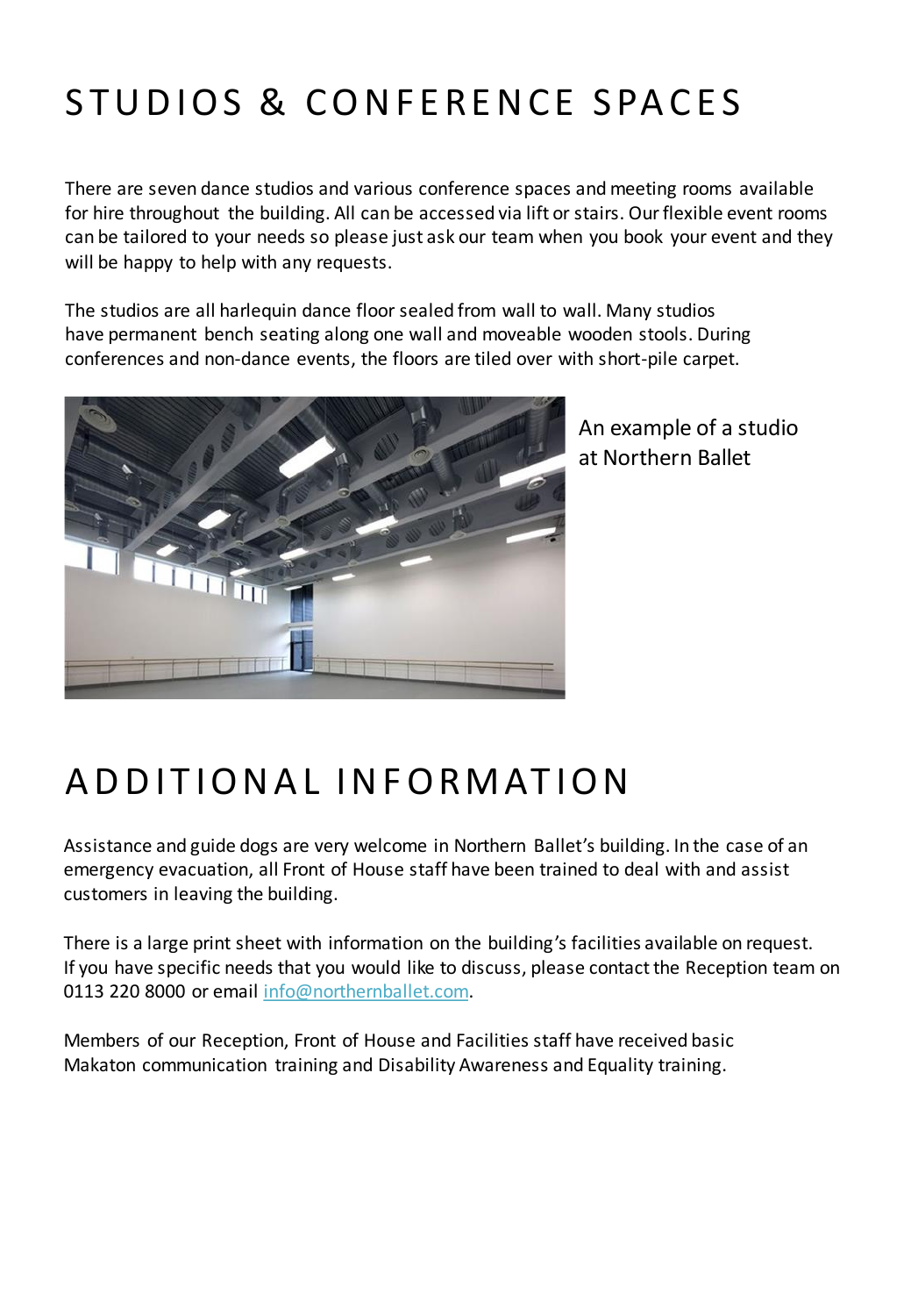# STUDIOS & CONFERENCE SPACES

There are seven dance studios and various conference spaces and meeting rooms available for hire throughout the building. All can be accessed via lift or stairs. Our flexible event rooms can be tailored to your needs so please just ask our team when you book your event and they will be happy to help with any requests.

The studios are all harlequin dance floor sealed from wall to wall. Many studios have permanent bench seating along one wall and moveable wooden stools. During conferences and non-dance events, the floors are tiled over with short-pile carpet.

An example of a studio at Northern Ballet

# ADDITIONAL INFORMATION

Assistance and guide dogs are very welcome in Northern Ballet's building. In the case of an emergency evacuation, all Front of House staff have been trained to deal with and assist customers in leaving the building.

There is a large print sheet with information on the building's facilities available on request. If you have specific needs that you would like to discuss, please contact the Reception team on 0113 220 8000 or email info@northernballet.com.

Members of our Reception, Front of House and Facilities staff have received basic Makaton communication training and Disability Awareness and Equality training.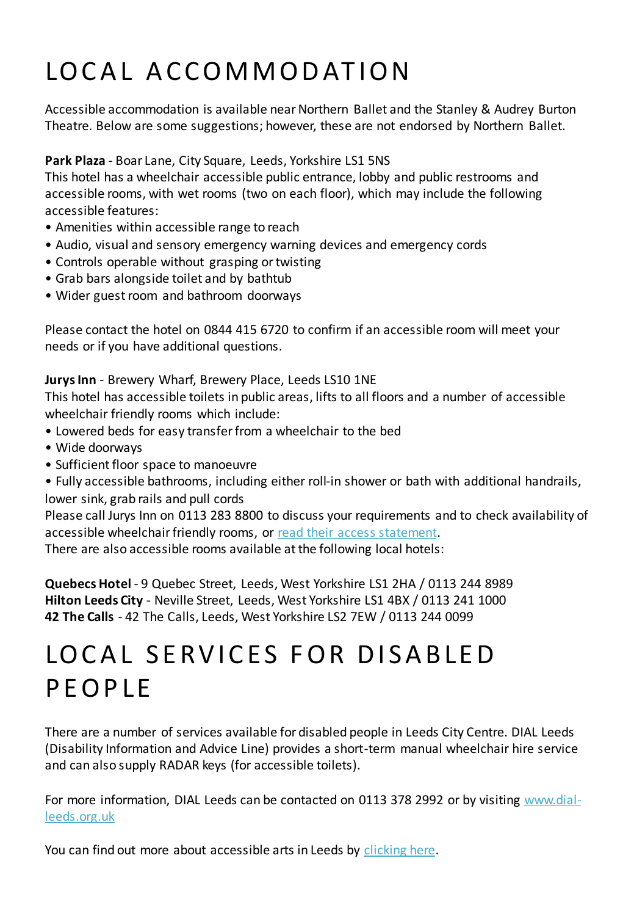# LOCAL ACCOMMODATION

Accessible accommodation is available near Northern Ballet and the Stanley & Audrey Burton Theatre. Below are some suggestions; however, these are not endorsed by Northern Ballet.

**Park Plaza** - Boar Lane, City Square, Leeds, Yorkshire LS1 5NS
This hotel has a wheelchair accessible public entrance, lobby and public restrooms and accessible rooms, with wet rooms (two on each floor), which may include the following accessible features:

- Amenities within accessible range to reach
- Audio, visual and sensory emergency warning devices and emergency cords
- Controls operable without grasping or twisting
- Grab bars alongside toilet and by bathtub
- Wider guest room and bathroom doorways

Please contact the hotel on 0844 415 6720 to confirm if an accessible room will meet your needs or if you have additional questions.

**Jurys Inn** - Brewery Wharf, Brewery Place, Leeds LS10 1NE
This hotel has accessible toilets in public areas, lifts to all floors and a number of accessible wheelchair friendly rooms which include:

- Lowered beds for easy transfer from a wheelchair to the bed
- Wide doorways
- Sufficient floor space to manoeuvre
- Fully accessible bathrooms, including either roll-in shower or bath with additional handrails, lower sink, grab rails and pull cords

Please call Jurys Inn on 0113 283 8800 to discuss your requirements and to check availability of accessible wheelchair friendly rooms, or read their access statement.
There are also accessible rooms available at the following local hotels:

**Quebecs Hotel** - 9 Quebec Street, Leeds, West Yorkshire LS1 2HA / 0113 244 8989
**Hilton Leeds City** - Neville Street, Leeds, West Yorkshire LS1 4BX / 0113 241 1000
**42 The Calls** - 42 The Calls, Leeds, West Yorkshire LS2 7EW / 0113 244 0099

# LOCAL SERVICES FOR DISABLED PEOPLE

There are a number of services available for disabled people in Leeds City Centre. DIAL Leeds (Disability Information and Advice Line) provides a short-term manual wheelchair hire service and can also supply RADAR keys (for accessible toilets).

For more information, DIAL Leeds can be contacted on 0113 378 2992 or by visiting www.dial-leeds.org.uk

You can find out more about accessible arts in Leeds by clicking here.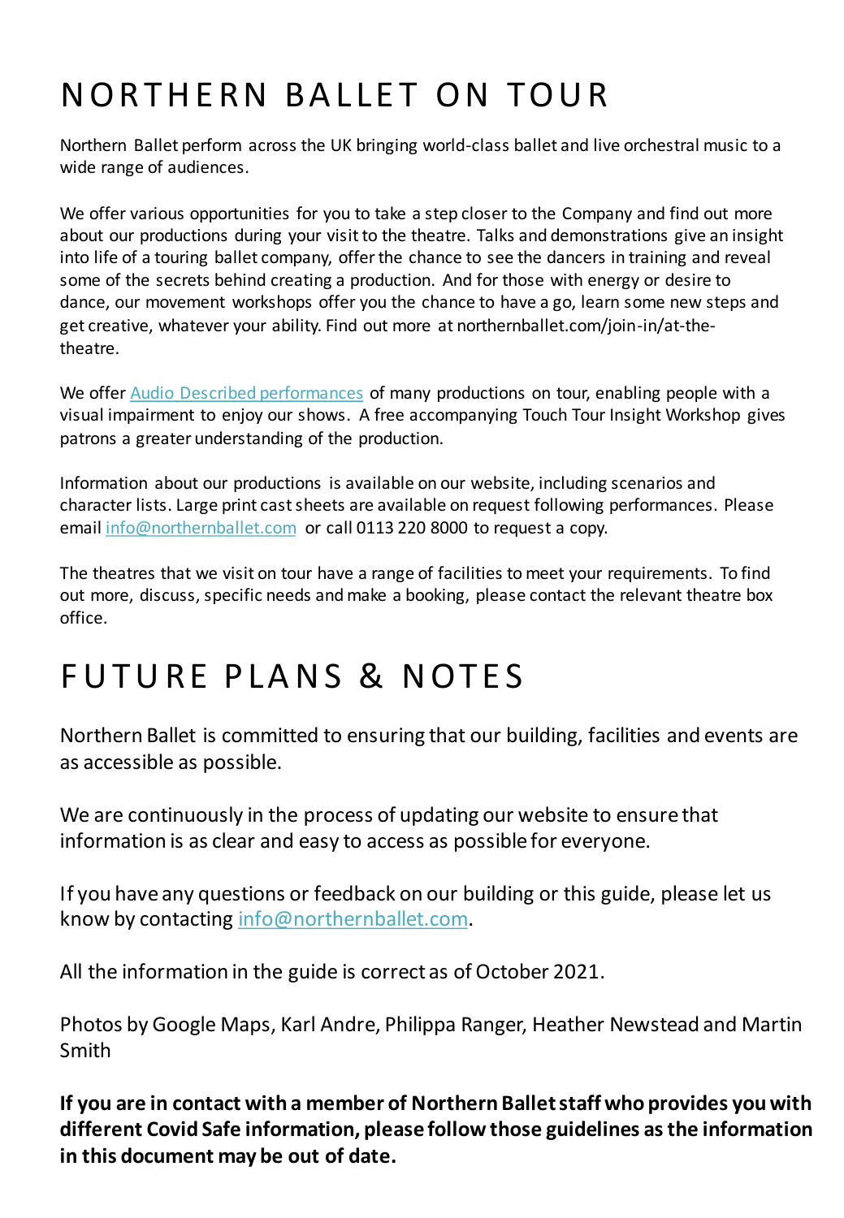# NORTHERN BALLET ON TOUR

Northern Ballet perform across the UK bringing world-class ballet and live orchestral music to a wide range of audiences.

We offer various opportunities for you to take a step closer to the Company and find out more about our productions during your visit to the theatre. Talks and demonstrations give an insight into life of a touring ballet company, offer the chance to see the dancers in training and reveal some of the secrets behind creating a production. And for those with energy or desire to dance, our movement workshops offer you the chance to have a go, learn some new steps and get creative, whatever your ability. Find out more at northernballet.com/join-in/at-the-theatre.

We offer [Audio Described performances]() of many productions on tour, enabling people with a visual impairment to enjoy our shows. A free accompanying Touch Tour Insight Workshop gives patrons a greater understanding of the production.

Information about our productions is available on our website, including scenarios and character lists. Large print cast sheets are available on request following performances. Please email [info@northernballet.com](mailto:info@northernballet.com) or call 0113 220 8000 to request a copy.

The theatres that we visit on tour have a range of facilities to meet your requirements. To find out more, discuss, specific needs and make a booking, please contact the relevant theatre box office.

# FUTURE PLANS & NOTES

Northern Ballet is committed to ensuring that our building, facilities and events are as accessible as possible.

We are continuously in the process of updating our website to ensure that information is as clear and easy to access as possible for everyone.

If you have any questions or feedback on our building or this guide, please let us know by contacting [info@northernballet.com](mailto:info@northernballet.com).

All the information in the guide is correct as of October 2021.

Photos by Google Maps, Karl Andre, Philippa Ranger, Heather Newstead and Martin Smith

**If you are in contact with a member of Northern Ballet staff who provides you with different Covid Safe information, please follow those guidelines as the information in this document may be out of date.**